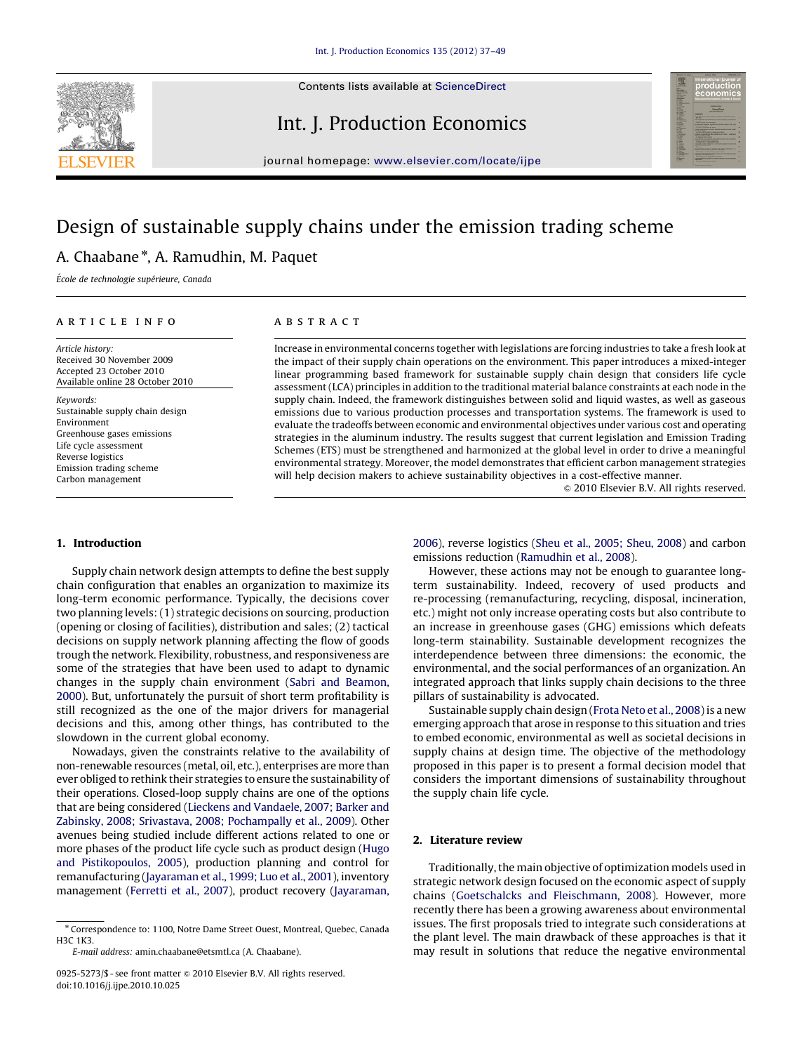# Design of sustainable supply chains under the emission trading scheme

A. Chaabane *, A. Ramudhin, M. Paquet

*École de technologie supérieure, Canada*

## ARTICLE INFO

*Article history:*
Received 30 November 2009
Accepted 23 October 2010
Available online 28 October 2010

*Keywords:*
Sustainable supply chain design
Environment
Greenhouse gases emissions
Life cycle assessment
Reverse logistics
Emission trading scheme
Carbon management

## ABSTRACT

Increase in environmental concerns together with legislations are forcing industries to take a fresh look at the impact of their supply chain operations on the environment. This paper introduces a mixed-integer linear programming based framework for sustainable supply chain design that considers life cycle assessment (LCA) principles in addition to the traditional material balance constraints at each node in the supply chain. Indeed, the framework distinguishes between solid and liquid wastes, as well as gaseous emissions due to various production processes and transportation systems. The framework is used to evaluate the tradeoffs between economic and environmental objectives under various cost and operating strategies in the aluminum industry. The results suggest that current legislation and Emission Trading Schemes (ETS) must be strengthened and harmonized at the global level in order to drive a meaningful environmental strategy. Moreover, the model demonstrates that efficient carbon management strategies will help decision makers to achieve sustainability objectives in a cost-effective manner.

© 2010 Elsevier B.V. All rights reserved.

## 1. Introduction

Supply chain network design attempts to define the best supply chain configuration that enables an organization to maximize its long-term economic performance. Typically, the decisions cover two planning levels: (1) strategic decisions on sourcing, production (opening or closing of facilities), distribution and sales; (2) tactical decisions on supply network planning affecting the flow of goods trough the network. Flexibility, robustness, and responsiveness are some of the strategies that have been used to adapt to dynamic changes in the supply chain environment (Sabri and Beamon, 2000). But, unfortunately the pursuit of short term profitability is still recognized as the one of the major drivers for managerial decisions and this, among other things, has contributed to the slowdown in the current global economy.

Nowadays, given the constraints relative to the availability of non-renewable resources (metal, oil, etc.), enterprises are more than ever obliged to rethink their strategies to ensure the sustainability of their operations. Closed-loop supply chains are one of the options that are being considered (Lieckens and Vandaele, 2007; Barker and Zabinsky, 2008; Srivastava, 2008; Pochampally et al., 2009). Other avenues being studied include different actions related to one or more phases of the product life cycle such as product design (Hugo and Pistikopoulos, 2005), production planning and control for remanufacturing (Jayaraman et al., 1999; Luo et al., 2001), inventory management (Ferretti et al., 2007), product recovery (Jayaraman, 2006), reverse logistics (Sheu et al., 2005; Sheu, 2008) and carbon emissions reduction (Ramudhin et al., 2008).

However, these actions may not be enough to guarantee long-term sustainability. Indeed, recovery of used products and re-processing (remanufacturing, recycling, disposal, incineration, etc.) might not only increase operating costs but also contribute to an increase in greenhouse gases (GHG) emissions which defeats long-term stainability. Sustainable development recognizes the interdependence between three dimensions: the economic, the environmental, and the social performances of an organization. An integrated approach that links supply chain decisions to the three pillars of sustainability is advocated.

Sustainable supply chain design (Frota Neto et al., 2008) is a new emerging approach that arose in response to this situation and tries to embed economic, environmental as well as societal decisions in supply chains at design time. The objective of the methodology proposed in this paper is to present a formal decision model that considers the important dimensions of sustainability throughout the supply chain life cycle.

## 2. Literature review

Traditionally, the main objective of optimization models used in strategic network design focused on the economic aspect of supply chains (Goetschalcks and Fleischmann, 2008). However, more recently there has been a growing awareness about environmental issues. The first proposals tried to integrate such considerations at the plant level. The main drawback of these approaches is that it may result in solutions that reduce the negative environmental

---

* Correspondence to: 1100, Notre Dame Street Ouest, Montreal, Quebec, Canada H3C 1K3.
E-mail address: amin.chaabane@etsmtl.ca (A. Chaabane).

0925-5273/$ - see front matter © 2010 Elsevier B.V. All rights reserved.
doi:10.1016/j.ijpe.2010.10.025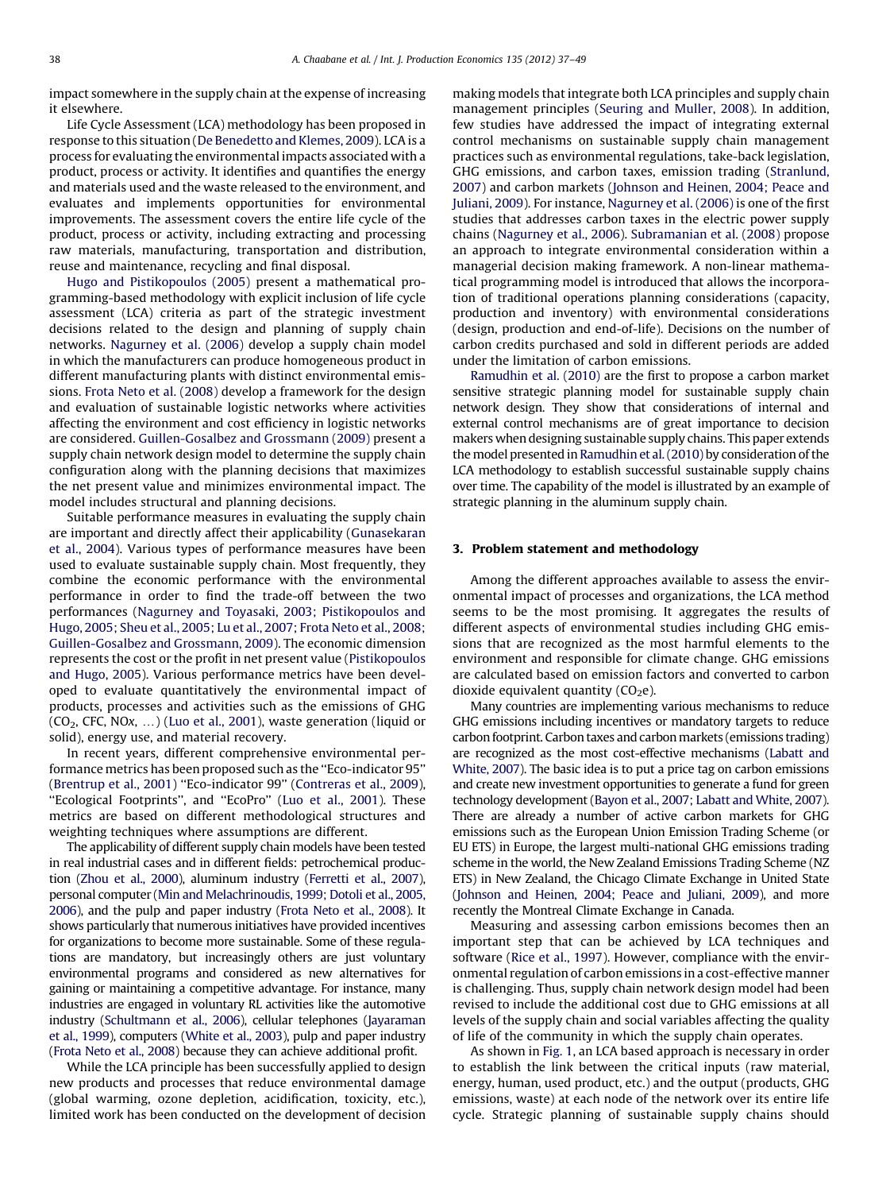impact somewhere in the supply chain at the expense of increasing it elsewhere.

Life Cycle Assessment (LCA) methodology has been proposed in response to this situation (De Benedetto and Klemes, 2009). LCA is a process for evaluating the environmental impacts associated with a product, process or activity. It identifies and quantifies the energy and materials used and the waste released to the environment, and evaluates and implements opportunities for environmental improvements. The assessment covers the entire life cycle of the product, process or activity, including extracting and processing raw materials, manufacturing, transportation and distribution, reuse and maintenance, recycling and final disposal.

Hugo and Pistikopoulos (2005) present a mathematical programming-based methodology with explicit inclusion of life cycle assessment (LCA) criteria as part of the strategic investment decisions related to the design and planning of supply chain networks. Nagurney et al. (2006) develop a supply chain model in which the manufacturers can produce homogeneous product in different manufacturing plants with distinct environmental emissions. Frota Neto et al. (2008) develop a framework for the design and evaluation of sustainable logistic networks where activities affecting the environment and cost efficiency in logistic networks are considered. Guillen-Gosalbez and Grossmann (2009) present a supply chain network design model to determine the supply chain configuration along with the planning decisions that maximizes the net present value and minimizes environmental impact. The model includes structural and planning decisions.

Suitable performance measures in evaluating the supply chain are important and directly affect their applicability (Gunasekaran et al., 2004). Various types of performance measures have been used to evaluate sustainable supply chain. Most frequently, they combine the economic performance with the environmental performance in order to find the trade-off between the two performances (Nagurney and Toyasaki, 2003; Pistikopoulos and Hugo, 2005; Sheu et al., 2005; Lu et al., 2007; Frota Neto et al., 2008; Guillen-Gosalbez and Grossmann, 2009). The economic dimension represents the cost or the profit in net present value (Pistikopoulos and Hugo, 2005). Various performance metrics have been developed to evaluate quantitatively the environmental impact of products, processes and activities such as the emissions of GHG ($CO_2$, CFC, NO*x*, ...) (Luo et al., 2001), waste generation (liquid or solid), energy use, and material recovery.

In recent years, different comprehensive environmental performance metrics has been proposed such as the ''Eco-indicator 95'' (Brentrup et al., 2001) ''Eco-indicator 99'' (Contreras et al., 2009), ''Ecological Footprints'', and ''EcoPro'' (Luo et al., 2001). These metrics are based on different methodological structures and weighting techniques where assumptions are different.

The applicability of different supply chain models have been tested in real industrial cases and in different fields: petrochemical production (Zhou et al., 2000), aluminum industry (Ferretti et al., 2007), personal computer (Min and Melachrinoudis, 1999; Dotoli et al., 2005, 2006), and the pulp and paper industry (Frota Neto et al., 2008). It shows particularly that numerous initiatives have provided incentives for organizations to become more sustainable. Some of these regulations are mandatory, but increasingly others are just voluntary environmental programs and considered as new alternatives for gaining or maintaining a competitive advantage. For instance, many industries are engaged in voluntary RL activities like the automotive industry (Schultmann et al., 2006), cellular telephones (Jayaraman et al., 1999), computers (White et al., 2003), pulp and paper industry (Frota Neto et al., 2008) because they can achieve additional profit.

While the LCA principle has been successfully applied to design new products and processes that reduce environmental damage (global warming, ozone depletion, acidification, toxicity, etc.), limited work has been conducted on the development of decision making models that integrate both LCA principles and supply chain management principles (Seuring and Muller, 2008). In addition, few studies have addressed the impact of integrating external control mechanisms on sustainable supply chain management practices such as environmental regulations, take-back legislation, GHG emissions, and carbon taxes, emission trading (Stranlund, 2007) and carbon markets (Johnson and Heinen, 2004; Peace and Juliani, 2009). For instance, Nagurney et al. (2006) is one of the first studies that addresses carbon taxes in the electric power supply chains (Nagurney et al., 2006). Subramanian et al. (2008) propose an approach to integrate environmental consideration within a managerial decision making framework. A non-linear mathematical programming model is introduced that allows the incorporation of traditional operations planning considerations (capacity, production and inventory) with environmental considerations (design, production and end-of-life). Decisions on the number of carbon credits purchased and sold in different periods are added under the limitation of carbon emissions.

Ramudhin et al. (2010) are the first to propose a carbon market sensitive strategic planning model for sustainable supply chain network design. They show that considerations of internal and external control mechanisms are of great importance to decision makers when designing sustainable supply chains. This paper extends the model presented in Ramudhin et al. (2010) by consideration of the LCA methodology to establish successful sustainable supply chains over time. The capability of the model is illustrated by an example of strategic planning in the aluminum supply chain.

## 3. Problem statement and methodology

Among the different approaches available to assess the environmental impact of processes and organizations, the LCA method seems to be the most promising. It aggregates the results of different aspects of environmental studies including GHG emissions that are recognized as the most harmful elements to the environment and responsible for climate change. GHG emissions are calculated based on emission factors and converted to carbon dioxide equivalent quantity ($CO_2e$).

Many countries are implementing various mechanisms to reduce GHG emissions including incentives or mandatory targets to reduce carbon footprint. Carbon taxes and carbon markets (emissions trading) are recognized as the most cost-effective mechanisms (Labatt and White, 2007). The basic idea is to put a price tag on carbon emissions and create new investment opportunities to generate a fund for green technology development (Bayon et al., 2007; Labatt and White, 2007). There are already a number of active carbon markets for GHG emissions such as the European Union Emission Trading Scheme (or EU ETS) in Europe, the largest multi-national GHG emissions trading scheme in the world, the New Zealand Emissions Trading Scheme (NZ ETS) in New Zealand, the Chicago Climate Exchange in United State (Johnson and Heinen, 2004; Peace and Juliani, 2009), and more recently the Montreal Climate Exchange in Canada.

Measuring and assessing carbon emissions becomes then an important step that can be achieved by LCA techniques and software (Rice et al., 1997). However, compliance with the environmental regulation of carbon emissions in a cost-effective manner is challenging. Thus, supply chain network design model had been revised to include the additional cost due to GHG emissions at all levels of the supply chain and social variables affecting the quality of life of the community in which the supply chain operates.

As shown in Fig. 1, an LCA based approach is necessary in order to establish the link between the critical inputs (raw material, energy, human, used product, etc.) and the output (products, GHG emissions, waste) at each node of the network over its entire life cycle. Strategic planning of sustainable supply chains should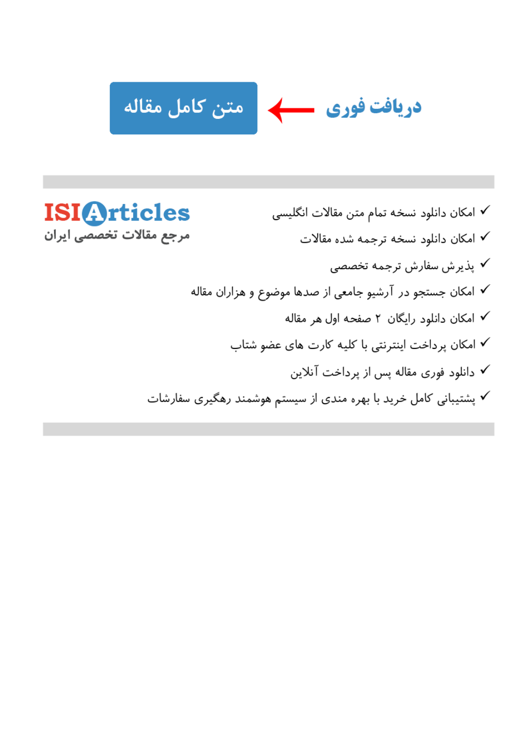دریافت فوری ← متن کامل مقاله

**ISIArticles**
مرجع مقالات تخصصی ایران

- ✓ امکان دانلود نسخه تمام متن مقالات انگلیسی
- ✓ امکان دانلود نسخه ترجمه شده مقالات
- ✓ پذیرش سفارش ترجمه تخصصی
- ✓ امکان جستجو در آرشیو جامعی از صدها موضوع و هزاران مقاله
- ✓ امکان دانلود رایگان ۲ صفحه اول هر مقاله
- ✓ امکان پرداخت اینترنتی با کلیه کارت های عضو شتاب
- ✓ دانلود فوری مقاله پس از پرداخت آنلاین
- ✓ پشتیبانی کامل خرید با بهره مندی از سیستم هوشمند رهگیری سفارشات